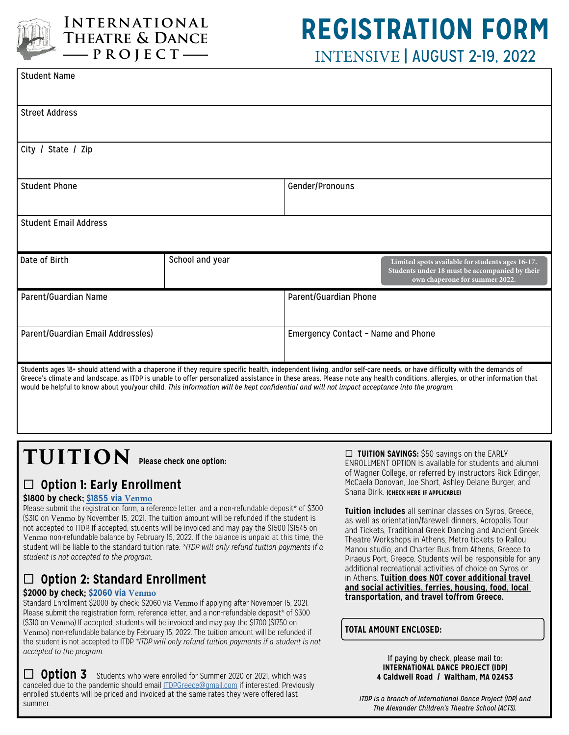INTERNATIONAL THEATRE & DANCE PROJECT

# REGISTRATION FORM

## INTENSIVE | AUGUST 2-19, 2022

| Student Name | |
|---|---|
| Street Address | |
| City / State / Zip | |
| Student Phone | Gender/Pronouns |
| Student Email Address | |

| Date of Birth | School and year | Limited spots available for students ages 16-17. Students under 18 must be accompanied by their own chaperone for summer 2022. |
|---|---|---|

| Parent/Guardian Name | Parent/Guardian Phone |
|---|---|
| Parent/Guardian Email Address(es) | Emergency Contact – Name and Phone |

Students ages 18+ should attend with a chaperone if they require specific health, independent living, and/or self-care needs, or have difficulty with the demands of Greece's climate and landscape, as ITDP is unable to offer personalized assistance in these areas. Please note any health conditions, allergies, or other information that would be helpful to know about you/your child. *This information will be kept confidential and will not impact acceptance into the program.*

# TUITION

**Please check one option:**

## ☐ Option 1: Early Enrollment

**$1800 by check; $1855 via Venmo**

Please submit the registration form, a reference letter, and a non-refundable deposit* of $300 ($310 on Venmo by November 15, 2021. The tuition amount will be refunded if the student is not accepted to ITDP. If accepted, students will be invoiced and may pay the $1500 ($1545 on Venmo non-refundable balance by February 15, 2022. If the balance is unpaid at this time, the student will be liable to the standard tuition rate. *\*ITDP will only refund tuition payments if a student is not accepted to the program.*

## ☐ Option 2: Standard Enrollment

**$2000 by check; $2060 via Venmo**

Standard Enrollment $2000 by check; $2060 via Venmo if applying after November 15, 2021. Please submit the registration form, reference letter, and a non-refundable deposit* of $300 ($310 on Venmo) If accepted, students will be invoiced and may pay the $1700 ($1750 on Venmo) non-refundable balance by February 15, 2022. The tuition amount will be refunded if the student is not accepted to ITDP. *\*ITDP will only refund tuition payments if a student is not accepted to the program.*

## ☐ Option 3

Students who were enrolled for Summer 2020 or 2021, which was canceled due to the pandemic should email ITDPGreece@gmail.com if interested. Previously enrolled students will be priced and invoiced at the same rates they were offered last summer.

☐ **TUITION SAVINGS:** $50 savings on the EARLY ENROLLMENT OPTION is available for students and alumni of Wagner College, or referred by instructors Rick Edinger, McCaela Donovan, Joe Short, Ashley Delane Burger, and Shana Dirik. **(CHECK HERE IF APPLICABLE)**

**Tuition includes** all seminar classes on Syros, Greece, as well as orientation/farewell dinners, Acropolis Tour and Tickets, Traditional Greek Dancing and Ancient Greek Theatre Workshops in Athens, Metro tickets to Rallou Manou studio, and Charter Bus from Athens, Greece to Piraeus Port, Greece. Students will be responsible for any additional recreational activities of choice on Syros or in Athens. **Tuition does NOT cover additional travel and social activities, ferries, housing, food, local transportation, and travel to/from Greece.**

**TOTAL AMOUNT ENCLOSED:**

If paying by check, please mail to:
**INTERNATIONAL DANCE PROJECT (IDP)**
**4 Caldwell Road / Waltham, MA 02453**

*ITDP is a branch of International Dance Project (IDP) and The Alexander Children's Theatre School (ACTS).*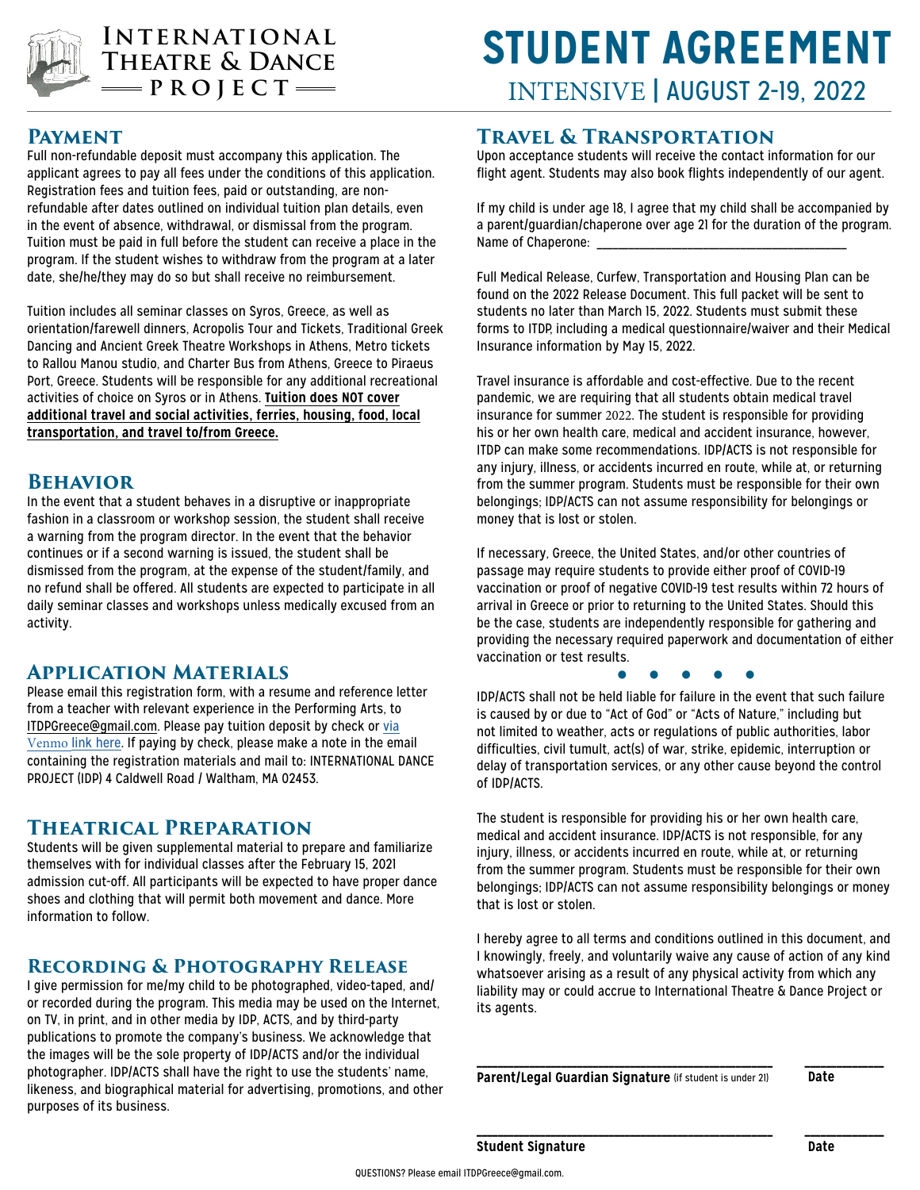# STUDENT AGREEMENT

## INTENSIVE | AUGUST 2-19, 2022

International Theatre & Dance Project

## Payment

Full non-refundable deposit must accompany this application. The applicant agrees to pay all fees under the conditions of this application. Registration fees and tuition fees, paid or outstanding, are non-refundable after dates outlined on individual tuition plan details, even in the event of absence, withdrawal, or dismissal from the program. Tuition must be paid in full before the student can receive a place in the program. If the student wishes to withdraw from the program at a later date, she/he/they may do so but shall receive no reimbursement.

Tuition includes all seminar classes on Syros, Greece, as well as orientation/farewell dinners, Acropolis Tour and Tickets, Traditional Greek Dancing and Ancient Greek Theatre Workshops in Athens, Metro tickets to Rallou Manou studio, and Charter Bus from Athens, Greece to Piraeus Port, Greece. Students will be responsible for any additional recreational activities of choice on Syros or in Athens. **Tuition does NOT cover additional travel and social activities, ferries, housing, food, local transportation, and travel to/from Greece.**

## Behavior

In the event that a student behaves in a disruptive or inappropriate fashion in a classroom or workshop session, the student shall receive a warning from the program director. In the event that the behavior continues or if a second warning is issued, the student shall be dismissed from the program, at the expense of the student/family, and no refund shall be offered. All students are expected to participate in all daily seminar classes and workshops unless medically excused from an activity.

## Application Materials

Please email this registration form, with a resume and reference letter from a teacher with relevant experience in the Performing Arts, to ITDPGreece@gmail.com. Please pay tuition deposit by check or via Venmo link here. If paying by check, please make a note in the email containing the registration materials and mail to: INTERNATIONAL DANCE PROJECT (IDP) 4 Caldwell Road / Waltham, MA 02453.

## Theatrical Preparation

Students will be given supplemental material to prepare and familiarize themselves with for individual classes after the February 15, 2021 admission cut-off. All participants will be expected to have proper dance shoes and clothing that will permit both movement and dance. More information to follow.

## Recording & Photography Release

I give permission for me/my child to be photographed, video-taped, and/or recorded during the program. This media may be used on the Internet, on TV, in print, and in other media by IDP, ACTS, and by third-party publications to promote the company's business. We acknowledge that the images will be the sole property of IDP/ACTS and/or the individual photographer. IDP/ACTS shall have the right to use the students' name, likeness, and biographical material for advertising, promotions, and other purposes of its business.

## Travel & Transportation

Upon acceptance students will receive the contact information for our flight agent. Students may also book flights independently of our agent.

If my child is under age 18, I agree that my child shall be accompanied by a parent/guardian/chaperone over age 21 for the duration of the program.
Name of Chaperone: ______________________________

Full Medical Release, Curfew, Transportation and Housing Plan can be found on the 2022 Release Document. This full packet will be sent to students no later than March 15, 2022. Students must submit these forms to ITDP, including a medical questionnaire/waiver and their Medical Insurance information by May 15, 2022.

Travel insurance is affordable and cost-effective. Due to the recent pandemic, we are requiring that all students obtain medical travel insurance for summer 2022. The student is responsible for providing his or her own health care, medical and accident insurance, however, ITDP can make some recommendations. IDP/ACTS is not responsible for any injury, illness, or accidents incurred en route, while at, or returning from the summer program. Students must be responsible for their own belongings; IDP/ACTS can not assume responsibility for belongings or money that is lost or stolen.

If necessary, Greece, the United States, and/or other countries of passage may require students to provide either proof of COVID-19 vaccination or proof of negative COVID-19 test results within 72 hours of arrival in Greece or prior to returning to the United States. Should this be the case, students are independently responsible for gathering and providing the necessary required paperwork and documentation of either vaccination or test results.

• • • • •

IDP/ACTS shall not be held liable for failure in the event that such failure is caused by or due to "Act of God" or "Acts of Nature," including but not limited to weather, acts or regulations of public authorities, labor difficulties, civil tumult, act(s) of war, strike, epidemic, interruption or delay of transportation services, or any other cause beyond the control of IDP/ACTS.

The student is responsible for providing his or her own health care, medical and accident insurance. IDP/ACTS is not responsible, for any injury, illness, or accidents incurred en route, while at, or returning from the summer program. Students must be responsible for their own belongings; IDP/ACTS can not assume responsibility belongings or money that is lost or stolen.

I hereby agree to all terms and conditions outlined in this document, and I knowingly, freely, and voluntarily waive any cause of action of any kind whatsoever arising as a result of any physical activity from which any liability may or could accrue to International Theatre & Dance Project or its agents.

______________________________ ____________
**Parent/Legal Guardian Signature** (if student is under 21) **Date**

______________________________ ____________
**Student Signature** **Date**

QUESTIONS? Please email ITDPGreece@gmail.com.